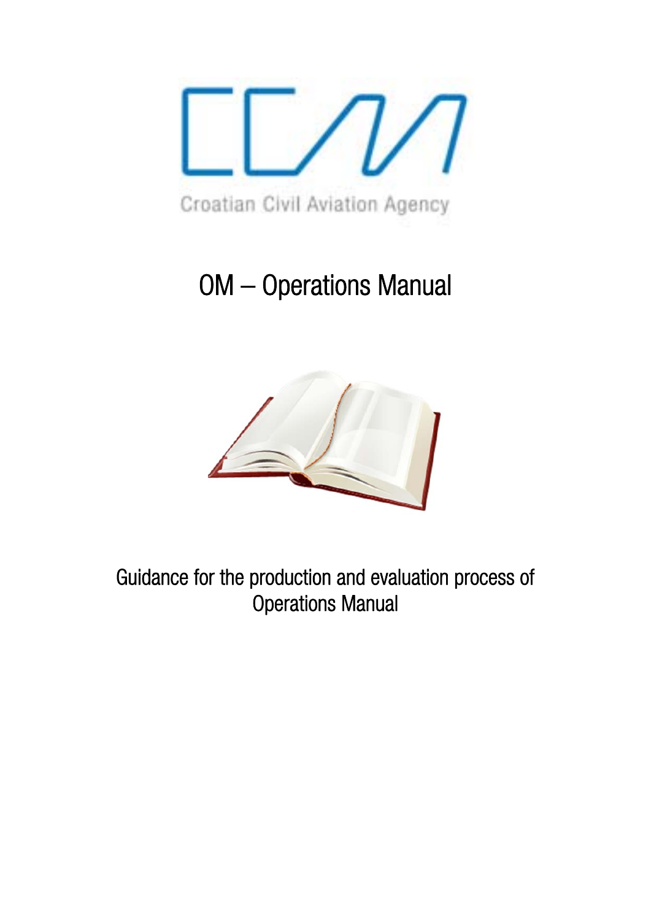Croatian Civil Aviation Agency

# OM – Operations Manual

Guidance for the production and evaluation process of Operations Manual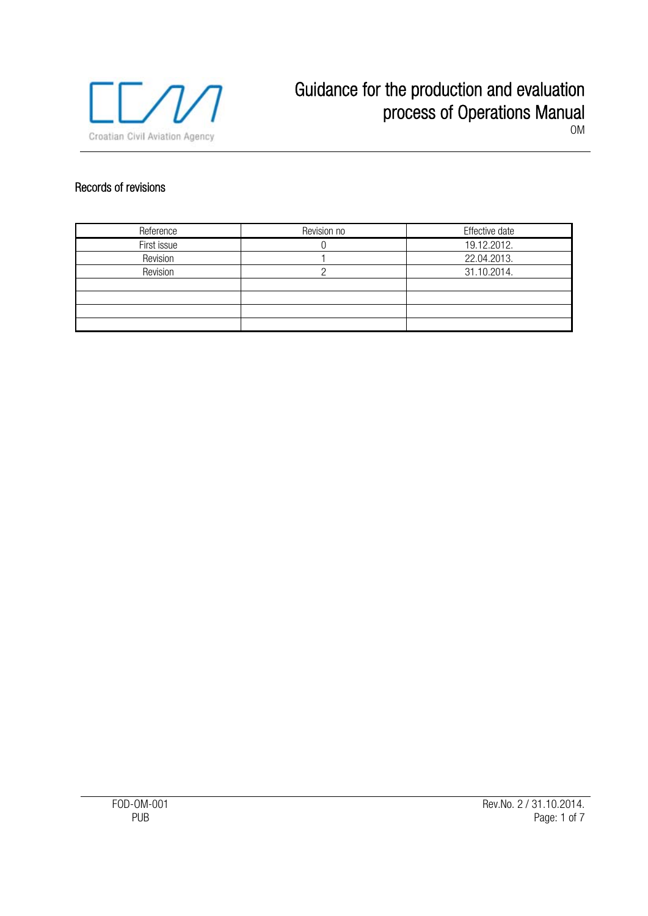## Records of revisions

| Reference | Revision no | Effective date |
|---|---|---|
| First issue | 0 | 19.12.2012. |
| Revision | 1 | 22.04.2013. |
| Revision | 2 | 31.10.2014. |
| | | |
| | | |
| | | |
| | | |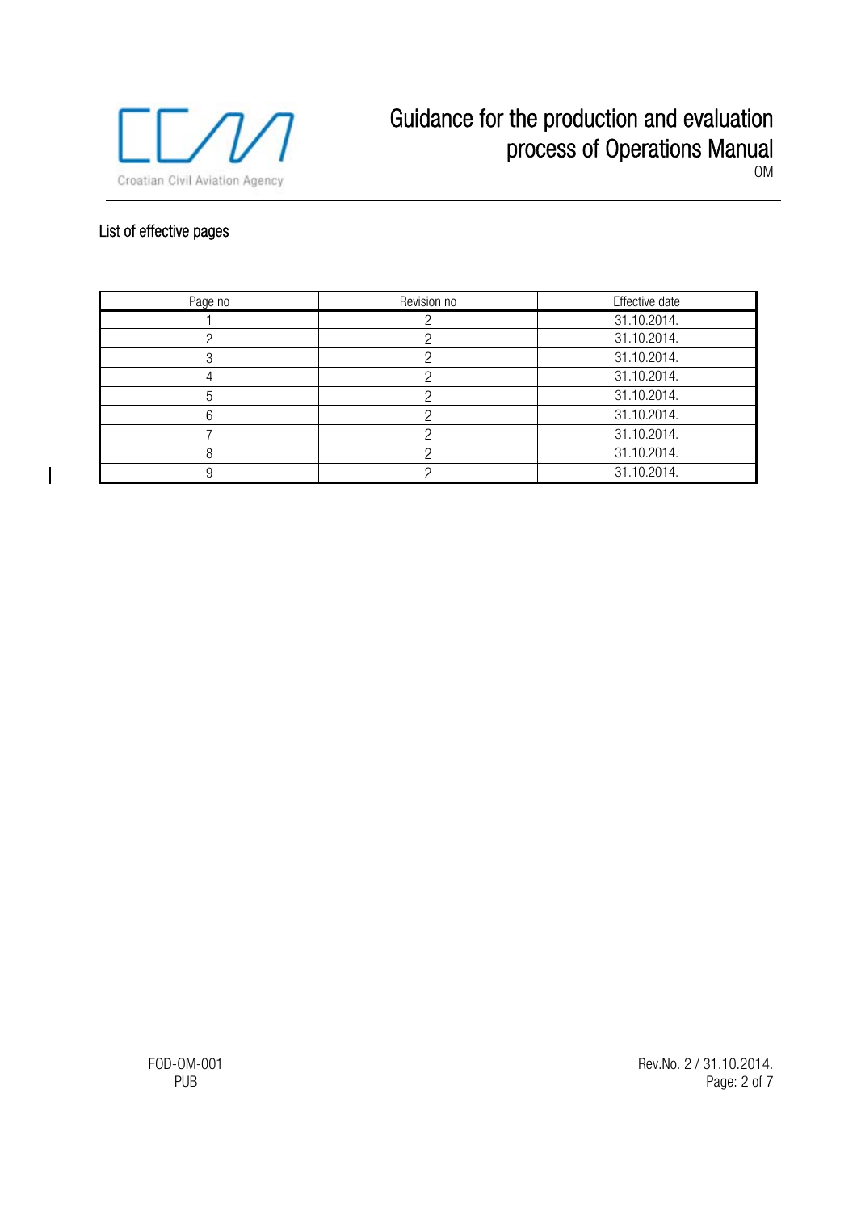## List of effective pages

| Page no | Revision no | Effective date |
|---|---|---|
| 1 | 2 | 31.10.2014. |
| 2 | 2 | 31.10.2014. |
| 3 | 2 | 31.10.2014. |
| 4 | 2 | 31.10.2014. |
| 5 | 2 | 31.10.2014. |
| 6 | 2 | 31.10.2014. |
| 7 | 2 | 31.10.2014. |
| 8 | 2 | 31.10.2014. |
| 9 | 2 | 31.10.2014. |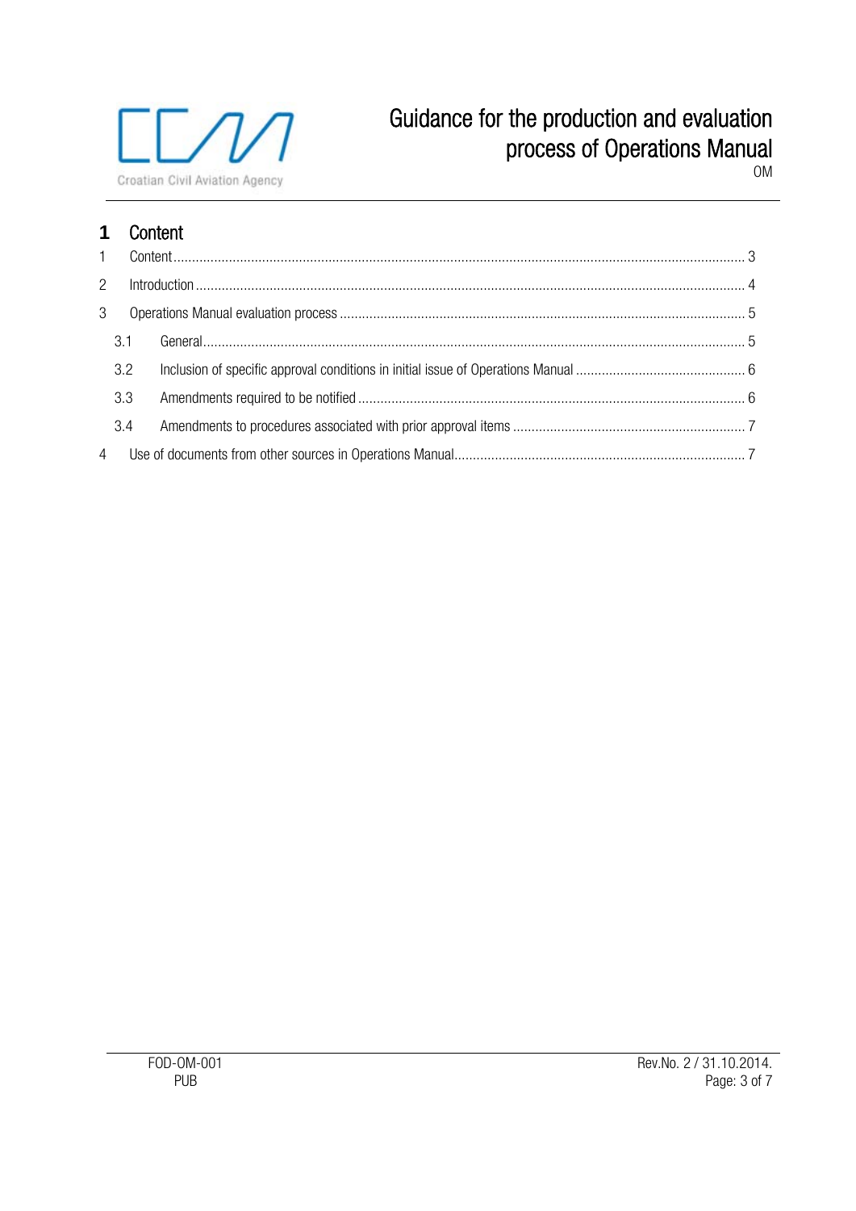# 1 Content

| | | |
|---|---|---|
| 1 | Content | 3 |
| 2 | Introduction | 4 |
| 3 | Operations Manual evaluation process | 5 |
| 3.1 | General | 5 |
| 3.2 | Inclusion of specific approval conditions in initial issue of Operations Manual | 6 |
| 3.3 | Amendments required to be notified | 6 |
| 3.4 | Amendments to procedures associated with prior approval items | 7 |
| 4 | Use of documents from other sources in Operations Manual | 7 |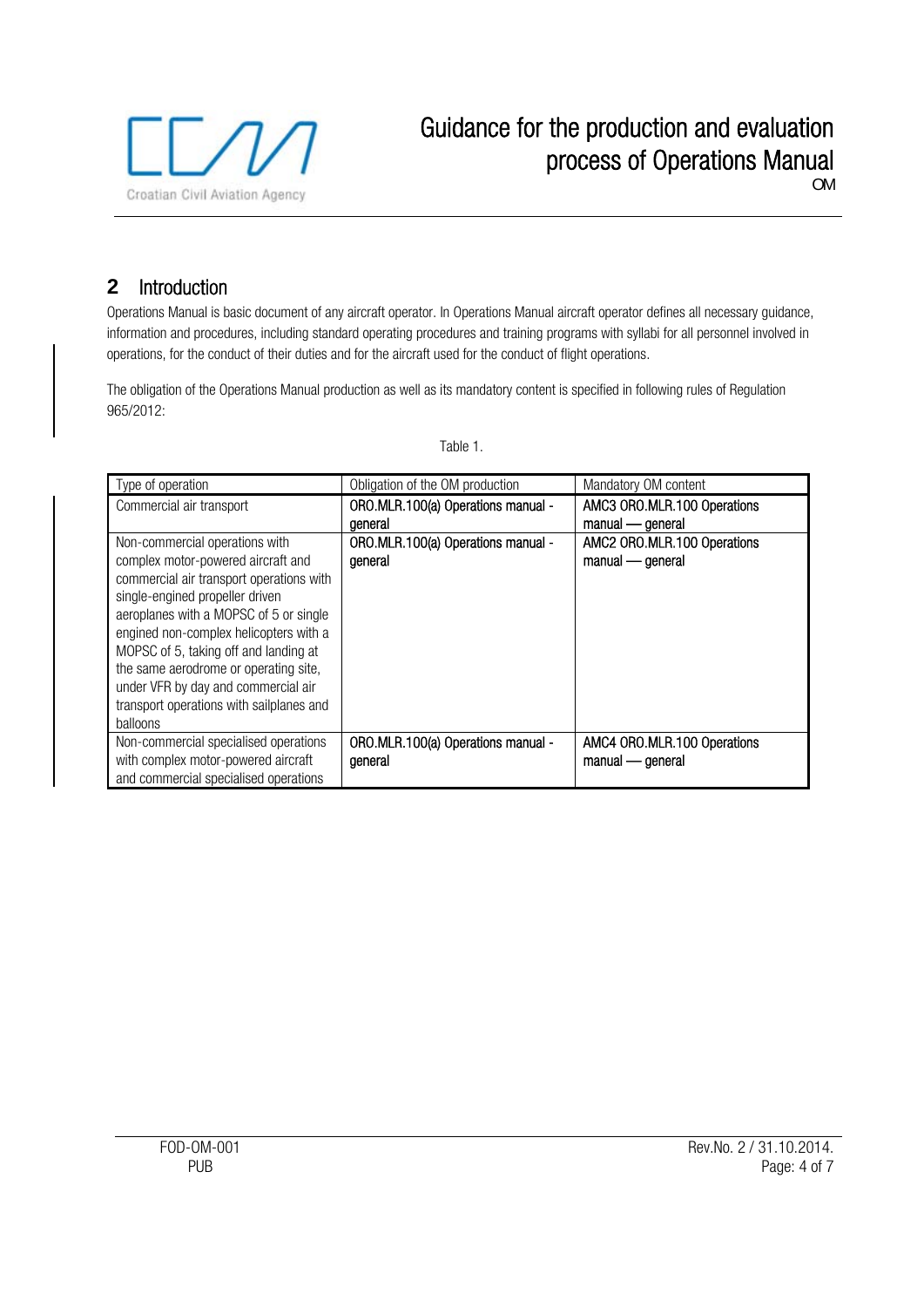## 2 Introduction

Operations Manual is basic document of any aircraft operator. In Operations Manual aircraft operator defines all necessary guidance, information and procedures, including standard operating procedures and training programs with syllabi for all personnel involved in operations, for the conduct of their duties and for the aircraft used for the conduct of flight operations.

The obligation of the Operations Manual production as well as its mandatory content is specified in following rules of Regulation 965/2012:

Table 1.

| Type of operation | Obligation of the OM production | Mandatory OM content |
| --- | --- | --- |
| Commercial air transport | ORO.MLR.100(a) Operations manual - general | AMC3 ORO.MLR.100 Operations manual — general |
| Non-commercial operations with complex motor-powered aircraft and commercial air transport operations with single-engined propeller driven aeroplanes with a MOPSC of 5 or single engined non-complex helicopters with a MOPSC of 5, taking off and landing at the same aerodrome or operating site, under VFR by day and commercial air transport operations with sailplanes and balloons | ORO.MLR.100(a) Operations manual - general | AMC2 ORO.MLR.100 Operations manual — general |
| Non-commercial specialised operations with complex motor-powered aircraft and commercial specialised operations | ORO.MLR.100(a) Operations manual - general | AMC4 ORO.MLR.100 Operations manual — general |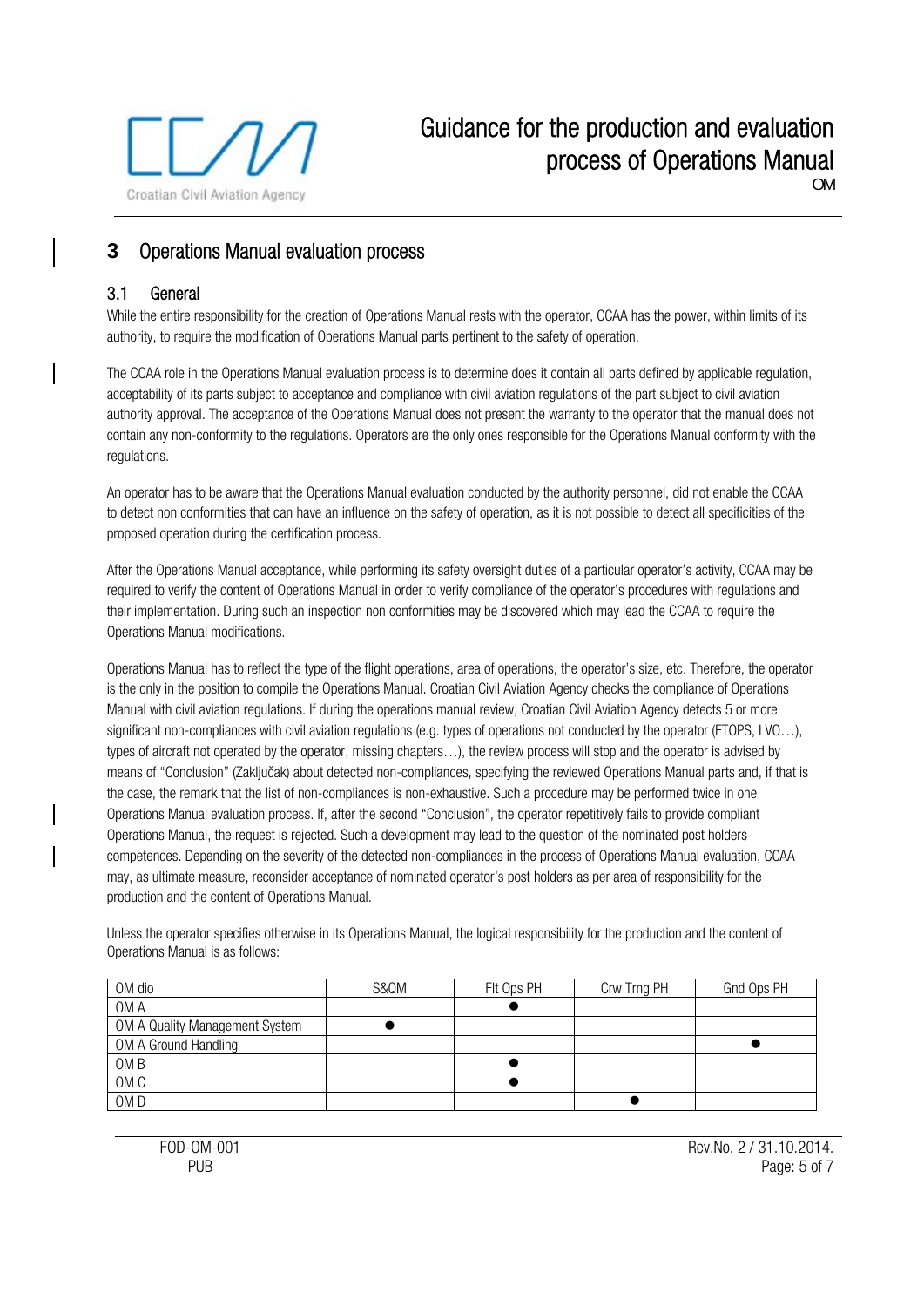# 3 Operations Manual evaluation process

## 3.1 General

While the entire responsibility for the creation of Operations Manual rests with the operator, CCAA has the power, within limits of its authority, to require the modification of Operations Manual parts pertinent to the safety of operation.

The CCAA role in the Operations Manual evaluation process is to determine does it contain all parts defined by applicable regulation, acceptability of its parts subject to acceptance and compliance with civil aviation regulations of the part subject to civil aviation authority approval. The acceptance of the Operations Manual does not present the warranty to the operator that the manual does not contain any non-conformity to the regulations. Operators are the only ones responsible for the Operations Manual conformity with the regulations.

An operator has to be aware that the Operations Manual evaluation conducted by the authority personnel, did not enable the CCAA to detect non conformities that can have an influence on the safety of operation, as it is not possible to detect all specificities of the proposed operation during the certification process.

After the Operations Manual acceptance, while performing its safety oversight duties of a particular operator's activity, CCAA may be required to verify the content of Operations Manual in order to verify compliance of the operator's procedures with regulations and their implementation. During such an inspection non conformities may be discovered which may lead the CCAA to require the Operations Manual modifications.

Operations Manual has to reflect the type of the flight operations, area of operations, the operator's size, etc. Therefore, the operator is the only in the position to compile the Operations Manual. Croatian Civil Aviation Agency checks the compliance of Operations Manual with civil aviation regulations. If during the operations manual review, Croatian Civil Aviation Agency detects 5 or more significant non-compliances with civil aviation regulations (e.g. types of operations not conducted by the operator (ETOPS, LVO…), types of aircraft not operated by the operator, missing chapters…), the review process will stop and the operator is advised by means of "Conclusion" (Zaključak) about detected non-compliances, specifying the reviewed Operations Manual parts and, if that is the case, the remark that the list of non-compliances is non-exhaustive. Such a procedure may be performed twice in one Operations Manual evaluation process. If, after the second "Conclusion", the operator repetitively fails to provide compliant Operations Manual, the request is rejected. Such a development may lead to the question of the nominated post holders competences. Depending on the severity of the detected non-compliances in the process of Operations Manual evaluation, CCAA may, as ultimate measure, reconsider acceptance of nominated operator's post holders as per area of responsibility for the production and the content of Operations Manual.

Unless the operator specifies otherwise in its Operations Manual, the logical responsibility for the production and the content of Operations Manual is as follows:

| OM dio | S&QM | Flt Ops PH | Crw Trng PH | Gnd Ops PH |
|---|---|---|---|---|
| OM A | | ● | | |
| OM A Quality Management System | ● | | | |
| OM A Ground Handling | | | | ● |
| OM B | | ● | | |
| OM C | | ● | | |
| OM D | | | ● | |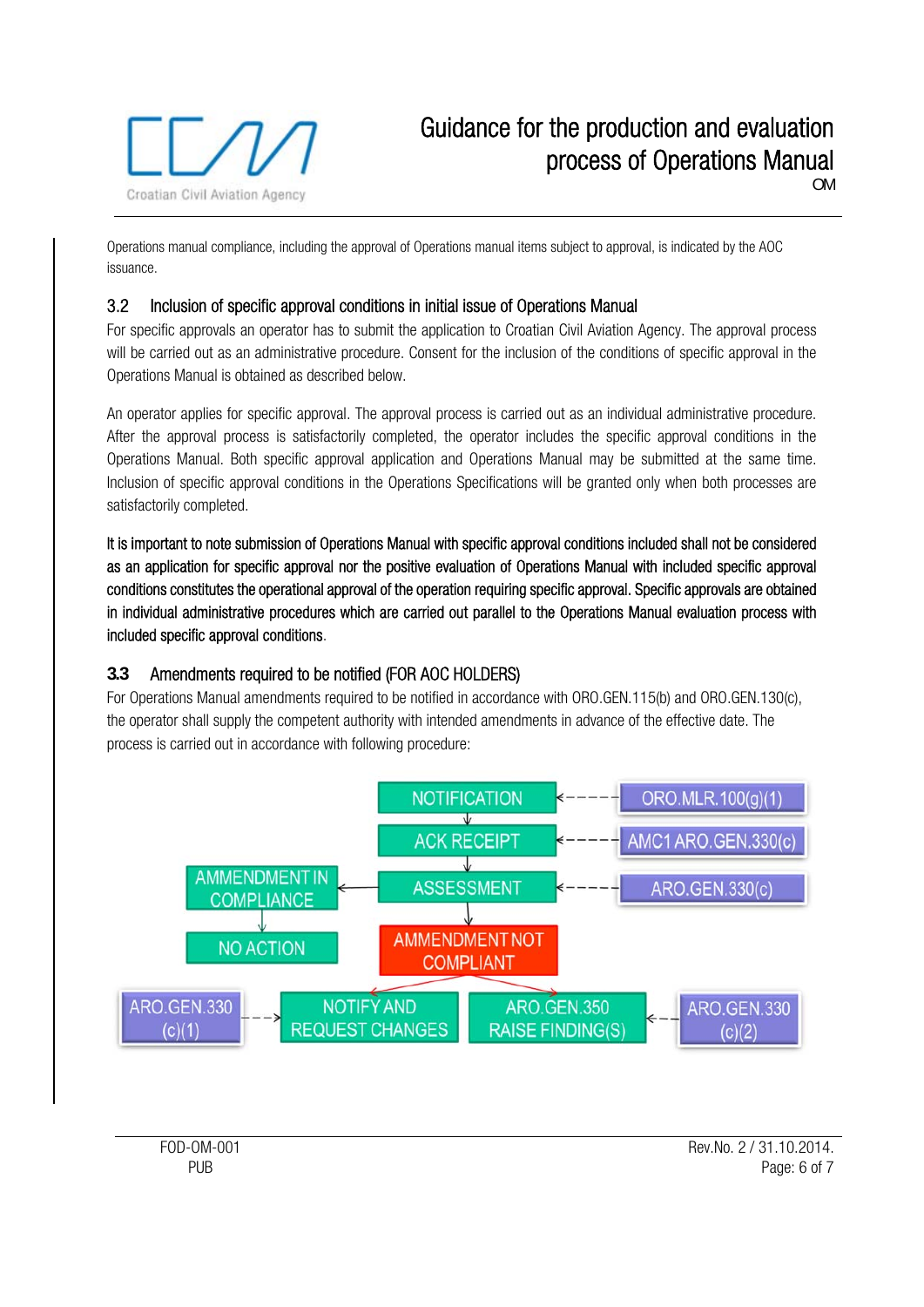Operations manual compliance, including the approval of Operations manual items subject to approval, is indicated by the AOC issuance.

## 3.2 Inclusion of specific approval conditions in initial issue of Operations Manual

For specific approvals an operator has to submit the application to Croatian Civil Aviation Agency. The approval process will be carried out as an administrative procedure. Consent for the inclusion of the conditions of specific approval in the Operations Manual is obtained as described below.

An operator applies for specific approval. The approval process is carried out as an individual administrative procedure. After the approval process is satisfactorily completed, the operator includes the specific approval conditions in the Operations Manual. Both specific approval application and Operations Manual may be submitted at the same time. Inclusion of specific approval conditions in the Operations Specifications will be granted only when both processes are satisfactorily completed.

**It is important to note submission of Operations Manual with specific approval conditions included shall not be considered as an application for specific approval nor the positive evaluation of Operations Manual with included specific approval conditions constitutes the operational approval of the operation requiring specific approval. Specific approvals are obtained in individual administrative procedures which are carried out parallel to the Operations Manual evaluation process with included specific approval conditions.**

## 3.3 Amendments required to be notified (FOR AOC HOLDERS)

For Operations Manual amendments required to be notified in accordance with ORO.GEN.115(b) and ORO.GEN.130(c), the operator shall supply the competent authority with intended amendments in advance of the effective date. The process is carried out in accordance with following procedure:

NOTIFICATION ← ORO.MLR.100(g)(1)
ACK RECEIPT ← AMC1 ARO.GEN.330(c)
ASSESSMENT ← ARO.GEN.330(c)
AMMENDMENT IN COMPLIANCE → NO ACTION
AMMENDMENT NOT COMPLIANT → NOTIFY AND REQUEST CHANGES (← ARO.GEN.330 (c)(1)) / ARO.GEN.350 RAISE FINDING(S) (← ARO.GEN.330 (c)(2))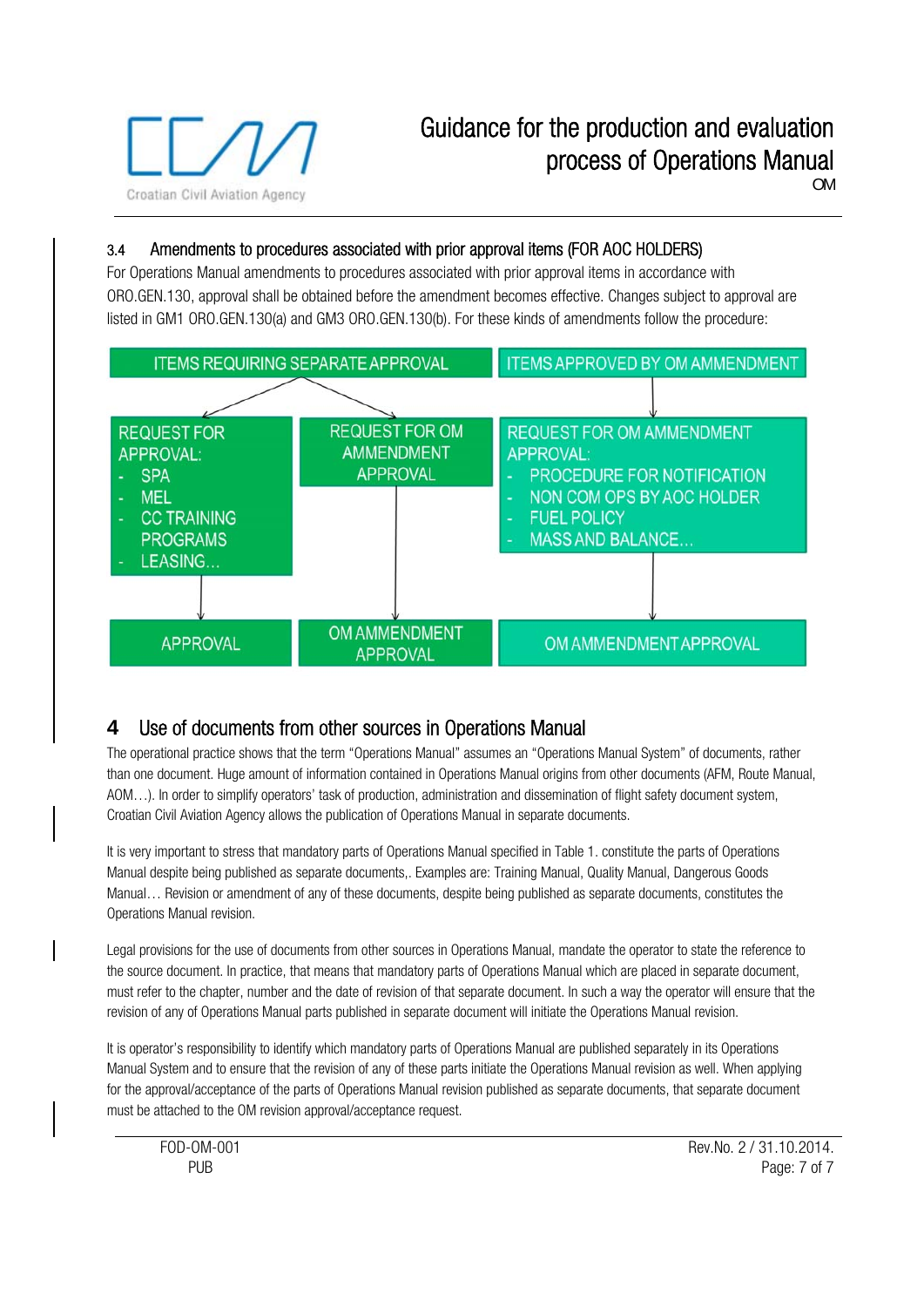### 3.4 Amendments to procedures associated with prior approval items (FOR AOC HOLDERS)

For Operations Manual amendments to procedures associated with prior approval items in accordance with ORO.GEN.130, approval shall be obtained before the amendment becomes effective. Changes subject to approval are listed in GM1 ORO.GEN.130(a) and GM3 ORO.GEN.130(b). For these kinds of amendments follow the procedure:

ITEMS REQUIRING SEPARATE APPROVAL

ITEMS APPROVED BY OM AMMENDMENT

REQUEST FOR APPROVAL:
- SPA
- MEL
- CC TRAINING PROGRAMS
- LEASING…

REQUEST FOR OM AMMENDMENT APPROVAL

REQUEST FOR OM AMMENDMENT APPROVAL:
- PROCEDURE FOR NOTIFICATION
- NON COM OPS BY AOC HOLDER
- FUEL POLICY
- MASS AND BALANCE…

APPROVAL

OM AMMENDMENT APPROVAL

OM AMMENDMENT APPROVAL

## 4 Use of documents from other sources in Operations Manual

The operational practice shows that the term “Operations Manual” assumes an “Operations Manual System” of documents, rather than one document. Huge amount of information contained in Operations Manual origins from other documents (AFM, Route Manual, AOM…). In order to simplify operators’ task of production, administration and dissemination of flight safety document system, Croatian Civil Aviation Agency allows the publication of Operations Manual in separate documents.

It is very important to stress that mandatory parts of Operations Manual specified in Table 1. constitute the parts of Operations Manual despite being published as separate documents,. Examples are: Training Manual, Quality Manual, Dangerous Goods Manual… Revision or amendment of any of these documents, despite being published as separate documents, constitutes the Operations Manual revision.

Legal provisions for the use of documents from other sources in Operations Manual, mandate the operator to state the reference to the source document. In practice, that means that mandatory parts of Operations Manual which are placed in separate document, must refer to the chapter, number and the date of revision of that separate document. In such a way the operator will ensure that the revision of any of Operations Manual parts published in separate document will initiate the Operations Manual revision.

It is operator’s responsibility to identify which mandatory parts of Operations Manual are published separately in its Operations Manual System and to ensure that the revision of any of these parts initiate the Operations Manual revision as well. When applying for the approval/acceptance of the parts of Operations Manual revision published as separate documents, that separate document must be attached to the OM revision approval/acceptance request.